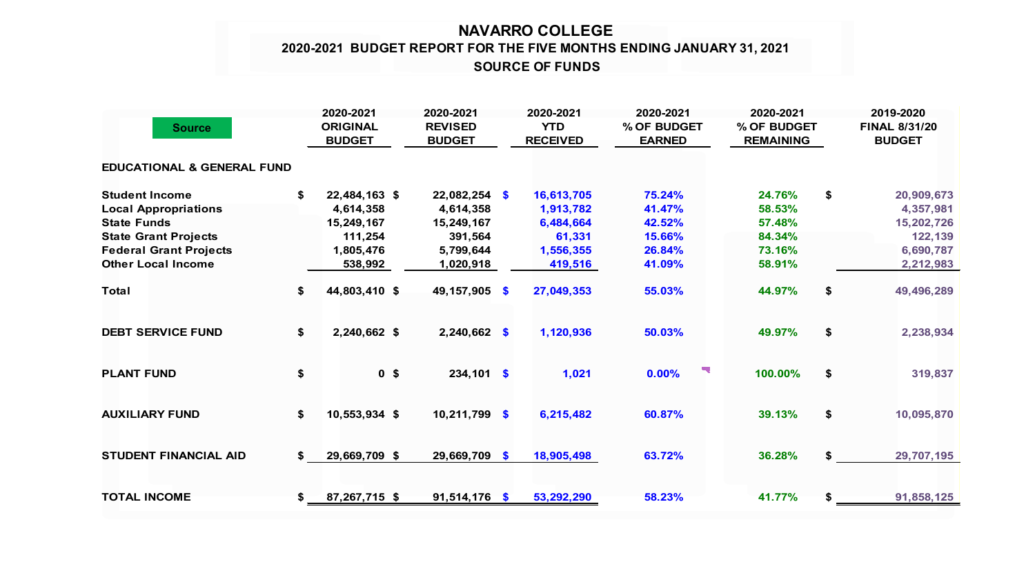# NAVARRO COLLEGE

## 2020-2021 BUDGET REPORT FOR THE FIVE MONTHS ENDING JANUARY 31, 2021

### SOURCE OF FUNDS

| Source | 2020-2021 ORIGINAL BUDGET | 2020-2021 REVISED BUDGET | 2020-2021 YTD RECEIVED | 2020-2021 % OF BUDGET EARNED | 2020-2021 % OF BUDGET REMAINING | 2019-2020 FINAL 8/31/20 BUDGET |
|---|---|---|---|---|---|---|
| **EDUCATIONAL & GENERAL FUND** | | | | | | |
| **Student Income** | $ 22,484,163 | $ 22,082,254 | $ 16,613,705 | 75.24% | 24.76% | $ 20,909,673 |
| **Local Appropriations** | 4,614,358 | 4,614,358 | 1,913,782 | 41.47% | 58.53% | 4,357,981 |
| **State Funds** | 15,249,167 | 15,249,167 | 6,484,664 | 42.52% | 57.48% | 15,202,726 |
| **State Grant Projects** | 111,254 | 391,564 | 61,331 | 15.66% | 84.34% | 122,139 |
| **Federal Grant Projects** | 1,805,476 | 5,799,644 | 1,556,355 | 26.84% | 73.16% | 6,690,787 |
| **Other Local Income** | 538,992 | 1,020,918 | 419,516 | 41.09% | 58.91% | 2,212,983 |
| **Total** | $ 44,803,410 | $ 49,157,905 | $ 27,049,353 | 55.03% | 44.97% | $ 49,496,289 |
| **DEBT SERVICE FUND** | $ 2,240,662 | $ 2,240,662 | $ 1,120,936 | 50.03% | 49.97% | $ 2,238,934 |
| **PLANT FUND** | $ 0 | $ 234,101 | $ 1,021 | 0.00% | 100.00% | $ 319,837 |
| **AUXILIARY FUND** | $ 10,553,934 | $ 10,211,799 | $ 6,215,482 | 60.87% | 39.13% | $ 10,095,870 |
| **STUDENT FINANCIAL AID** | $ 29,669,709 | $ 29,669,709 | $ 18,905,498 | 63.72% | 36.28% | $ 29,707,195 |
| **TOTAL INCOME** | $ 87,267,715 | $ 91,514,176 | $ 53,292,290 | 58.23% | 41.77% | $ 91,858,125 |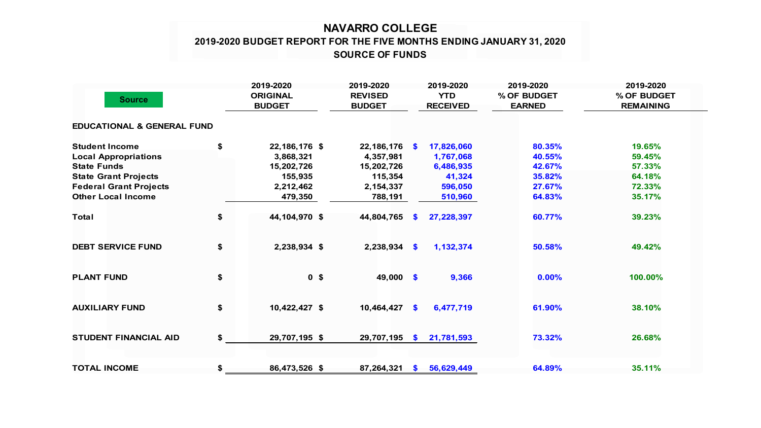# NAVARRO COLLEGE

## 2019-2020 BUDGET REPORT FOR THE FIVE MONTHS ENDING JANUARY 31, 2020

### SOURCE OF FUNDS

| Source | 2019-2020 ORIGINAL BUDGET | 2019-2020 REVISED BUDGET | 2019-2020 YTD RECEIVED | 2019-2020 % OF BUDGET EARNED | 2019-2020 % OF BUDGET REMAINING |
|---|---|---|---|---|---|
| **EDUCATIONAL & GENERAL FUND** | | | | | |
| Student Income | $ 22,186,176 | $ 22,186,176 | $ 17,826,060 | 80.35% | 19.65% |
| Local Appropriations | 3,868,321 | 4,357,981 | 1,767,068 | 40.55% | 59.45% |
| State Funds | 15,202,726 | 15,202,726 | 6,486,935 | 42.67% | 57.33% |
| State Grant Projects | 155,935 | 115,354 | 41,324 | 35.82% | 64.18% |
| Federal Grant Projects | 2,212,462 | 2,154,337 | 596,050 | 27.67% | 72.33% |
| Other Local Income | 479,350 | 788,191 | 510,960 | 64.83% | 35.17% |
| Total | $ 44,104,970 | $ 44,804,765 | $ 27,228,397 | 60.77% | 39.23% |
| **DEBT SERVICE FUND** | $ 2,238,934 | $ 2,238,934 | $ 1,132,374 | 50.58% | 49.42% |
| **PLANT FUND** | $ 0 | $ 49,000 | $ 9,366 | 0.00% | 100.00% |
| **AUXILIARY FUND** | $ 10,422,427 | $ 10,464,427 | $ 6,477,719 | 61.90% | 38.10% |
| **STUDENT FINANCIAL AID** | $ 29,707,195 | $ 29,707,195 | $ 21,781,593 | 73.32% | 26.68% |
| **TOTAL INCOME** | $ 86,473,526 | $ 87,264,321 | $ 56,629,449 | 64.89% | 35.11% |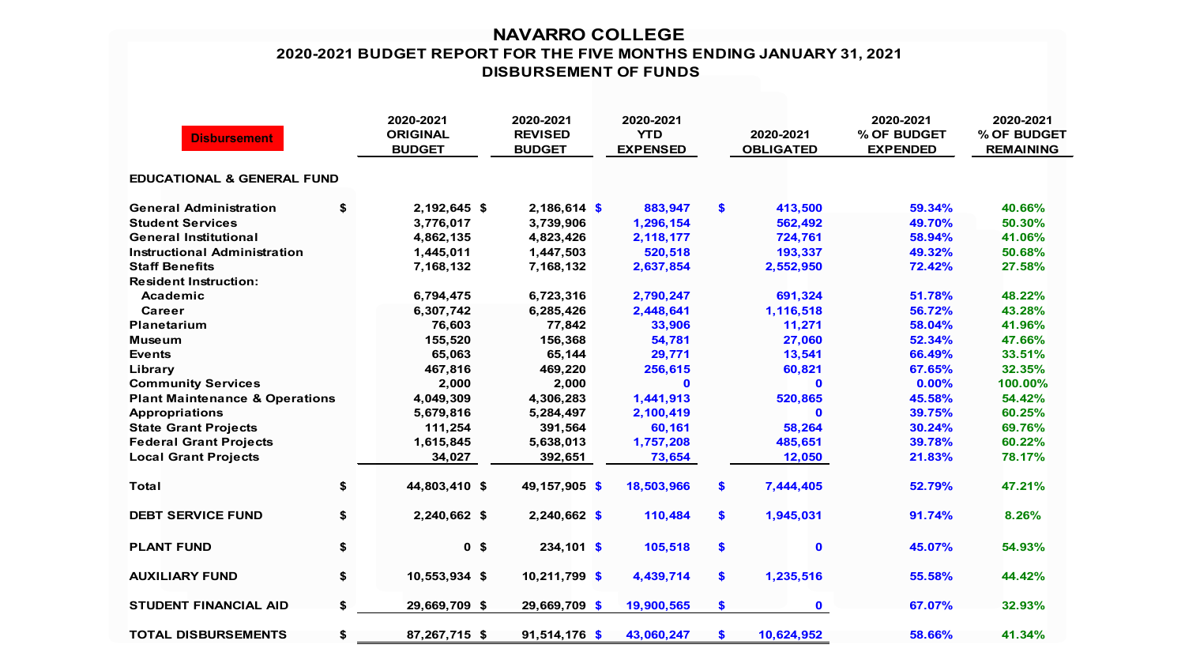# NAVARRO COLLEGE

## 2020-2021 BUDGET REPORT FOR THE FIVE MONTHS ENDING JANUARY 31, 2021

## DISBURSEMENT OF FUNDS

| Disbursement | 2020-2021 ORIGINAL BUDGET | 2020-2021 REVISED BUDGET | 2020-2021 YTD EXPENSED | 2020-2021 OBLIGATED | 2020-2021 % OF BUDGET EXPENDED | 2020-2021 % OF BUDGET REMAINING |
|---|---|---|---|---|---|---|
| **EDUCATIONAL & GENERAL FUND** | | | | | | |
| General Administration | $ 2,192,645 | $ 2,186,614 | $ 883,947 | $ 413,500 | 59.34% | 40.66% |
| Student Services | 3,776,017 | 3,739,906 | 1,296,154 | 562,492 | 49.70% | 50.30% |
| General Institutional | 4,862,135 | 4,823,426 | 2,118,177 | 724,761 | 58.94% | 41.06% |
| Instructional Administration | 1,445,011 | 1,447,503 | 520,518 | 193,337 | 49.32% | 50.68% |
| Staff Benefits | 7,168,132 | 7,168,132 | 2,637,854 | 2,552,950 | 72.42% | 27.58% |
| Resident Instruction: | | | | | | |
| Academic | 6,794,475 | 6,723,316 | 2,790,247 | 691,324 | 51.78% | 48.22% |
| Career | 6,307,742 | 6,285,426 | 2,448,641 | 1,116,518 | 56.72% | 43.28% |
| Planetarium | 76,603 | 77,842 | 33,906 | 11,271 | 58.04% | 41.96% |
| Museum | 155,520 | 156,368 | 54,781 | 27,060 | 52.34% | 47.66% |
| Events | 65,063 | 65,144 | 29,771 | 13,541 | 66.49% | 33.51% |
| Library | 467,816 | 469,220 | 256,615 | 60,821 | 67.65% | 32.35% |
| Community Services | 2,000 | 2,000 | 0 | 0 | 0.00% | 100.00% |
| Plant Maintenance & Operations | 4,049,309 | 4,306,283 | 1,441,913 | 520,865 | 45.58% | 54.42% |
| Appropriations | 5,679,816 | 5,284,497 | 2,100,419 | 0 | 39.75% | 60.25% |
| State Grant Projects | 111,254 | 391,564 | 60,161 | 58,264 | 30.24% | 69.76% |
| Federal Grant Projects | 1,615,845 | 5,638,013 | 1,757,208 | 485,651 | 39.78% | 60.22% |
| Local Grant Projects | 34,027 | 392,651 | 73,654 | 12,050 | 21.83% | 78.17% |
| **Total** | $ 44,803,410 | $ 49,157,905 | $ 18,503,966 | $ 7,444,405 | 52.79% | 47.21% |
| **DEBT SERVICE FUND** | $ 2,240,662 | $ 2,240,662 | $ 110,484 | $ 1,945,031 | 91.74% | 8.26% |
| **PLANT FUND** | $ 0 | $ 234,101 | $ 105,518 | $ 0 | 45.07% | 54.93% |
| **AUXILIARY FUND** | $ 10,553,934 | $ 10,211,799 | $ 4,439,714 | $ 1,235,516 | 55.58% | 44.42% |
| **STUDENT FINANCIAL AID** | $ 29,669,709 | $ 29,669,709 | $ 19,900,565 | $ 0 | 67.07% | 32.93% |
| **TOTAL DISBURSEMENTS** | $ 87,267,715 | $ 91,514,176 | $ 43,060,247 | $ 10,624,952 | 58.66% | 41.34% |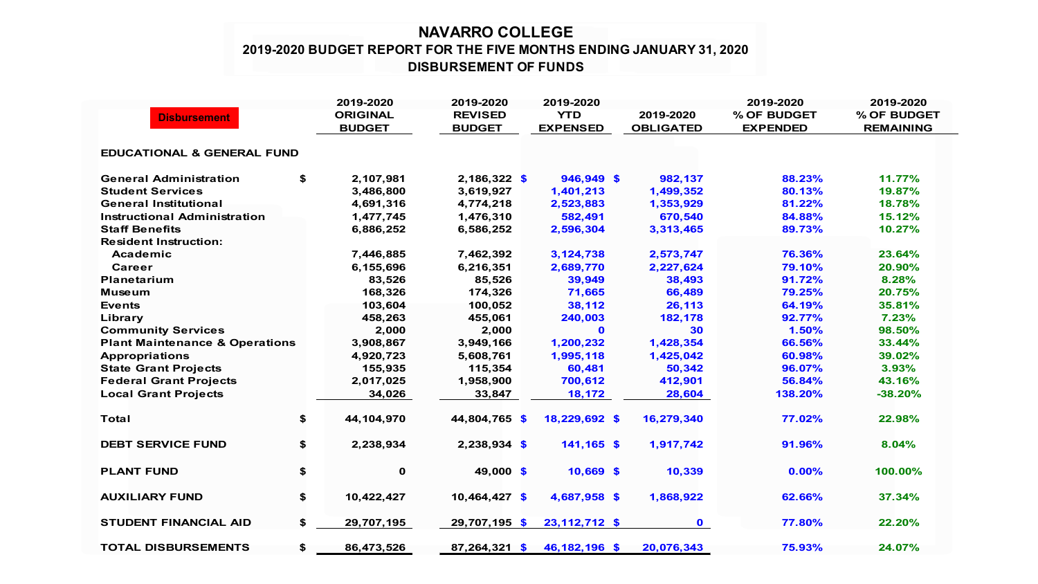# NAVARRO COLLEGE

## 2019-2020 BUDGET REPORT FOR THE FIVE MONTHS ENDING JANUARY 31, 2020

## DISBURSEMENT OF FUNDS

| Disbursement | | 2019-2020 ORIGINAL BUDGET | 2019-2020 REVISED BUDGET | | 2019-2020 YTD EXPENSED | | 2019-2020 OBLIGATED | 2019-2020 % OF BUDGET EXPENDED | 2019-2020 % OF BUDGET REMAINING |
|---|---|---|---|---|---|---|---|---|---|
| **EDUCATIONAL & GENERAL FUND** | | | | | | | | | |
| General Administration | $ | 2,107,981 | 2,186,322 | $ | 946,949 | $ | 982,137 | 88.23% | 11.77% |
| Student Services | | 3,486,800 | 3,619,927 | | 1,401,213 | | 1,499,352 | 80.13% | 19.87% |
| General Institutional | | 4,691,316 | 4,774,218 | | 2,523,883 | | 1,353,929 | 81.22% | 18.78% |
| Instructional Administration | | 1,477,745 | 1,476,310 | | 582,491 | | 670,540 | 84.88% | 15.12% |
| Staff Benefits | | 6,886,252 | 6,586,252 | | 2,596,304 | | 3,313,465 | 89.73% | 10.27% |
| Resident Instruction: | | | | | | | | | |
| Academic | | 7,446,885 | 7,462,392 | | 3,124,738 | | 2,573,747 | 76.36% | 23.64% |
| Career | | 6,155,696 | 6,216,351 | | 2,689,770 | | 2,227,624 | 79.10% | 20.90% |
| Planetarium | | 83,526 | 85,526 | | 39,949 | | 38,493 | 91.72% | 8.28% |
| Museum | | 168,326 | 174,326 | | 71,665 | | 66,489 | 79.25% | 20.75% |
| Events | | 103,604 | 100,052 | | 38,112 | | 26,113 | 64.19% | 35.81% |
| Library | | 458,263 | 455,061 | | 240,003 | | 182,178 | 92.77% | 7.23% |
| Community Services | | 2,000 | 2,000 | | 0 | | 30 | 1.50% | 98.50% |
| Plant Maintenance & Operations | | 3,908,867 | 3,949,166 | | 1,200,232 | | 1,428,354 | 66.56% | 33.44% |
| Appropriations | | 4,920,723 | 5,608,761 | | 1,995,118 | | 1,425,042 | 60.98% | 39.02% |
| State Grant Projects | | 155,935 | 115,354 | | 60,481 | | 50,342 | 96.07% | 3.93% |
| Federal Grant Projects | | 2,017,025 | 1,958,900 | | 700,612 | | 412,901 | 56.84% | 43.16% |
| Local Grant Projects | | 34,026 | 33,847 | | 18,172 | | 28,604 | 138.20% | -38.20% |
| **Total** | $ | 44,104,970 | 44,804,765 | $ | 18,229,692 | $ | 16,279,340 | 77.02% | 22.98% |
| **DEBT SERVICE FUND** | $ | 2,238,934 | 2,238,934 | $ | 141,165 | $ | 1,917,742 | 91.96% | 8.04% |
| **PLANT FUND** | $ | 0 | 49,000 | $ | 10,669 | $ | 10,339 | 0.00% | 100.00% |
| **AUXILIARY FUND** | $ | 10,422,427 | 10,464,427 | $ | 4,687,958 | $ | 1,868,922 | 62.66% | 37.34% |
| **STUDENT FINANCIAL AID** | $ | 29,707,195 | 29,707,195 | $ | 23,112,712 | $ | 0 | 77.80% | 22.20% |
| **TOTAL DISBURSEMENTS** | $ | 86,473,526 | 87,264,321 | $ | 46,182,196 | $ | 20,076,343 | 75.93% | 24.07% |